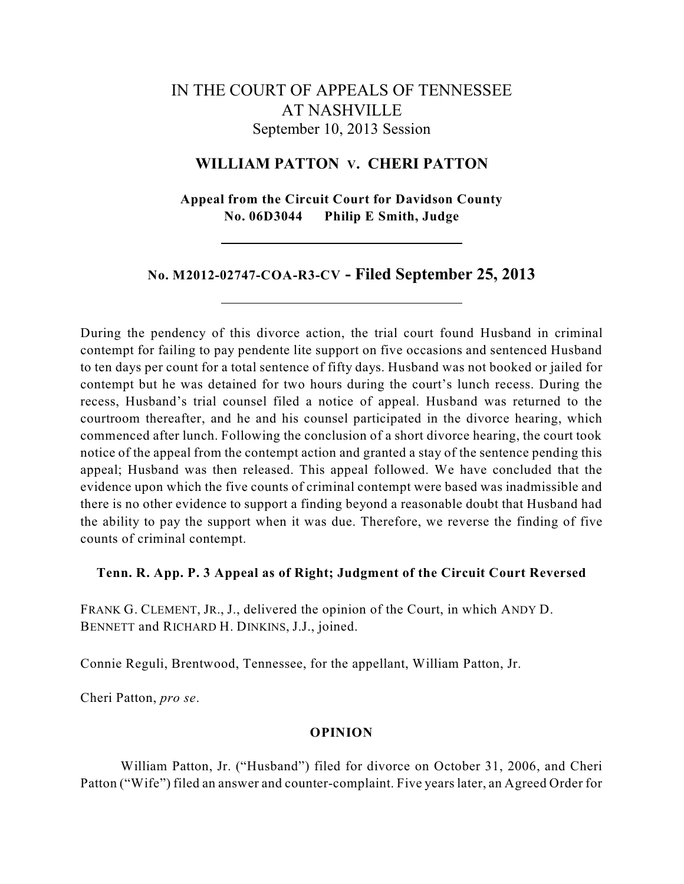# IN THE COURT OF APPEALS OF TENNESSEE
# AT NASHVILLE

September 10, 2013 Session

## WILLIAM PATTON v. CHERI PATTON

**Appeal from the Circuit Court for Davidson County**
**No. 06D3044 Philip E Smith, Judge**

---

**No. M2012-02747-COA-R3-CV - Filed September 25, 2013**

---

During the pendency of this divorce action, the trial court found Husband in criminal contempt for failing to pay pendente lite support on five occasions and sentenced Husband to ten days per count for a total sentence of fifty days. Husband was not booked or jailed for contempt but he was detained for two hours during the court's lunch recess. During the recess, Husband's trial counsel filed a notice of appeal. Husband was returned to the courtroom thereafter, and he and his counsel participated in the divorce hearing, which commenced after lunch. Following the conclusion of a short divorce hearing, the court took notice of the appeal from the contempt action and granted a stay of the sentence pending this appeal; Husband was then released. This appeal followed. We have concluded that the evidence upon which the five counts of criminal contempt were based was inadmissible and there is no other evidence to support a finding beyond a reasonable doubt that Husband had the ability to pay the support when it was due. Therefore, we reverse the finding of five counts of criminal contempt.

**Tenn. R. App. P. 3 Appeal as of Right; Judgment of the Circuit Court Reversed**

FRANK G. CLEMENT, JR., J., delivered the opinion of the Court, in which ANDY D. BENNETT and RICHARD H. DINKINS, J.J., joined.

Connie Reguli, Brentwood, Tennessee, for the appellant, William Patton, Jr.

Cheri Patton, *pro se*.

### OPINION

William Patton, Jr. ("Husband") filed for divorce on October 31, 2006, and Cheri Patton ("Wife") filed an answer and counter-complaint. Five years later, an Agreed Order for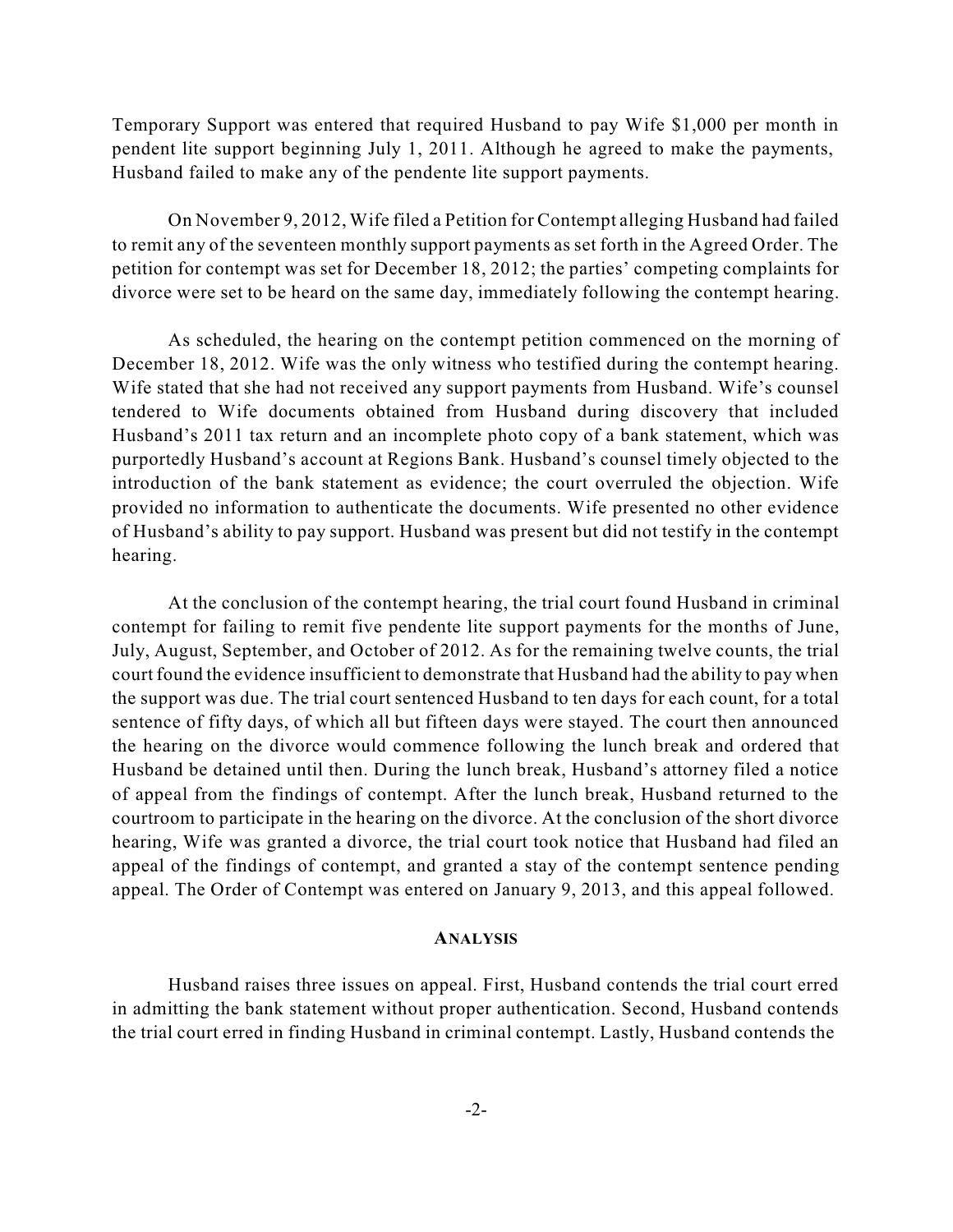Temporary Support was entered that required Husband to pay Wife $1,000 per month in pendent lite support beginning July 1, 2011. Although he agreed to make the payments, Husband failed to make any of the pendente lite support payments.

On November 9, 2012, Wife filed a Petition for Contempt alleging Husband had failed to remit any of the seventeen monthly support payments as set forth in the Agreed Order. The petition for contempt was set for December 18, 2012; the parties' competing complaints for divorce were set to be heard on the same day, immediately following the contempt hearing.

As scheduled, the hearing on the contempt petition commenced on the morning of December 18, 2012. Wife was the only witness who testified during the contempt hearing. Wife stated that she had not received any support payments from Husband. Wife's counsel tendered to Wife documents obtained from Husband during discovery that included Husband's 2011 tax return and an incomplete photo copy of a bank statement, which was purportedly Husband's account at Regions Bank. Husband's counsel timely objected to the introduction of the bank statement as evidence; the court overruled the objection. Wife provided no information to authenticate the documents. Wife presented no other evidence of Husband's ability to pay support. Husband was present but did not testify in the contempt hearing.

At the conclusion of the contempt hearing, the trial court found Husband in criminal contempt for failing to remit five pendente lite support payments for the months of June, July, August, September, and October of 2012. As for the remaining twelve counts, the trial court found the evidence insufficient to demonstrate that Husband had the ability to pay when the support was due. The trial court sentenced Husband to ten days for each count, for a total sentence of fifty days, of which all but fifteen days were stayed. The court then announced the hearing on the divorce would commence following the lunch break and ordered that Husband be detained until then. During the lunch break, Husband's attorney filed a notice of appeal from the findings of contempt. After the lunch break, Husband returned to the courtroom to participate in the hearing on the divorce. At the conclusion of the short divorce hearing, Wife was granted a divorce, the trial court took notice that Husband had filed an appeal of the findings of contempt, and granted a stay of the contempt sentence pending appeal. The Order of Contempt was entered on January 9, 2013, and this appeal followed.

## ANALYSIS

Husband raises three issues on appeal. First, Husband contends the trial court erred in admitting the bank statement without proper authentication. Second, Husband contends the trial court erred in finding Husband in criminal contempt. Lastly, Husband contends the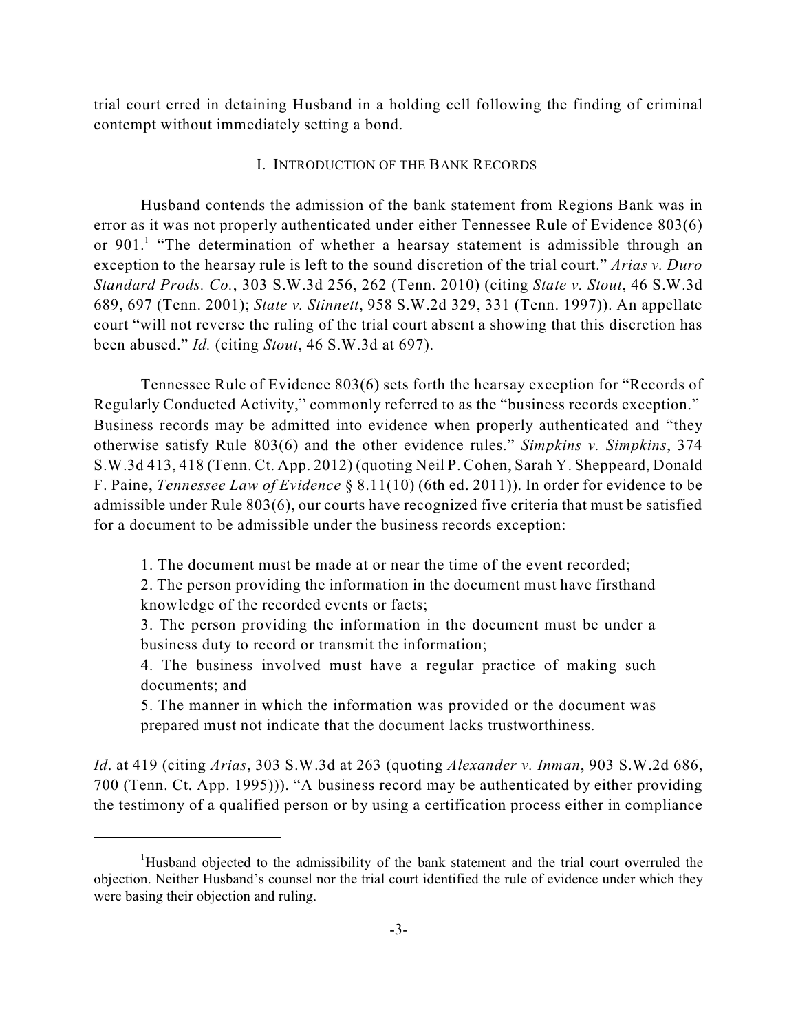trial court erred in detaining Husband in a holding cell following the finding of criminal contempt without immediately setting a bond.

## I. Introduction of the Bank Records

Husband contends the admission of the bank statement from Regions Bank was in error as it was not properly authenticated under either Tennessee Rule of Evidence 803(6) or 901.[1] "The determination of whether a hearsay statement is admissible through an exception to the hearsay rule is left to the sound discretion of the trial court." *Arias v. Duro Standard Prods. Co.*, 303 S.W.3d 256, 262 (Tenn. 2010) (citing *State v. Stout*, 46 S.W.3d 689, 697 (Tenn. 2001); *State v. Stinnett*, 958 S.W.2d 329, 331 (Tenn. 1997)). An appellate court "will not reverse the ruling of the trial court absent a showing that this discretion has been abused." *Id.* (citing *Stout*, 46 S.W.3d at 697).

Tennessee Rule of Evidence 803(6) sets forth the hearsay exception for "Records of Regularly Conducted Activity," commonly referred to as the "business records exception." Business records may be admitted into evidence when properly authenticated and "they otherwise satisfy Rule 803(6) and the other evidence rules." *Simpkins v. Simpkins*, 374 S.W.3d 413, 418 (Tenn. Ct. App. 2012) (quoting Neil P. Cohen, Sarah Y. Sheppeard, Donald F. Paine, *Tennessee Law of Evidence* § 8.11(10) (6th ed. 2011)). In order for evidence to be admissible under Rule 803(6), our courts have recognized five criteria that must be satisfied for a document to be admissible under the business records exception:

> 1. The document must be made at or near the time of the event recorded;
> 2. The person providing the information in the document must have firsthand knowledge of the recorded events or facts;
> 3. The person providing the information in the document must be under a business duty to record or transmit the information;
> 4. The business involved must have a regular practice of making such documents; and
> 5. The manner in which the information was provided or the document was prepared must not indicate that the document lacks trustworthiness.

*Id*. at 419 (citing *Arias*, 303 S.W.3d at 263 (quoting *Alexander v. Inman*, 903 S.W.2d 686, 700 (Tenn. Ct. App. 1995))). "A business record may be authenticated by either providing the testimony of a qualified person or by using a certification process either in compliance

---

[1] Husband objected to the admissibility of the bank statement and the trial court overruled the objection. Neither Husband's counsel nor the trial court identified the rule of evidence under which they were basing their objection and ruling.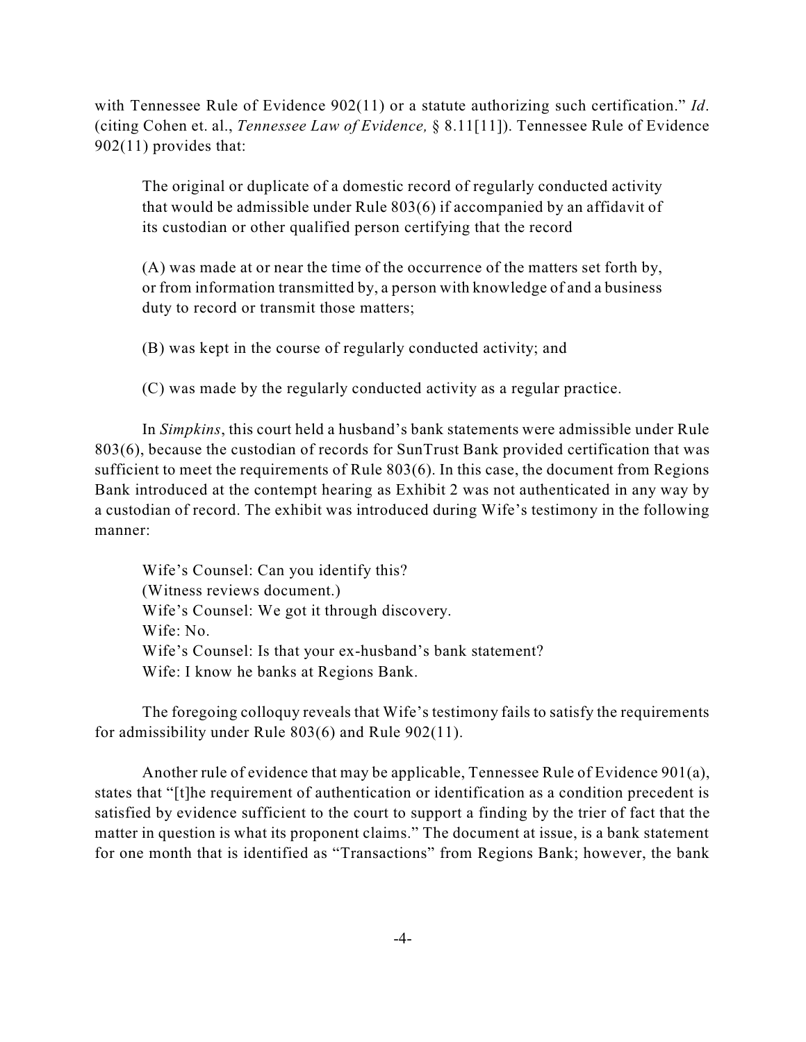with Tennessee Rule of Evidence 902(11) or a statute authorizing such certification." *Id*. (citing Cohen et. al., *Tennessee Law of Evidence,* § 8.11[11]). Tennessee Rule of Evidence 902(11) provides that:

> The original or duplicate of a domestic record of regularly conducted activity that would be admissible under Rule 803(6) if accompanied by an affidavit of its custodian or other qualified person certifying that the record
>
> (A) was made at or near the time of the occurrence of the matters set forth by, or from information transmitted by, a person with knowledge of and a business duty to record or transmit those matters;
>
> (B) was kept in the course of regularly conducted activity; and
>
> (C) was made by the regularly conducted activity as a regular practice.

In *Simpkins*, this court held a husband's bank statements were admissible under Rule 803(6), because the custodian of records for SunTrust Bank provided certification that was sufficient to meet the requirements of Rule 803(6). In this case, the document from Regions Bank introduced at the contempt hearing as Exhibit 2 was not authenticated in any way by a custodian of record. The exhibit was introduced during Wife's testimony in the following manner:

> Wife's Counsel: Can you identify this?
> (Witness reviews document.)
> Wife's Counsel: We got it through discovery.
> Wife: No.
> Wife's Counsel: Is that your ex-husband's bank statement?
> Wife: I know he banks at Regions Bank.

The foregoing colloquy reveals that Wife's testimony fails to satisfy the requirements for admissibility under Rule 803(6) and Rule 902(11).

Another rule of evidence that may be applicable, Tennessee Rule of Evidence 901(a), states that "[t]he requirement of authentication or identification as a condition precedent is satisfied by evidence sufficient to the court to support a finding by the trier of fact that the matter in question is what its proponent claims." The document at issue, is a bank statement for one month that is identified as "Transactions" from Regions Bank; however, the bank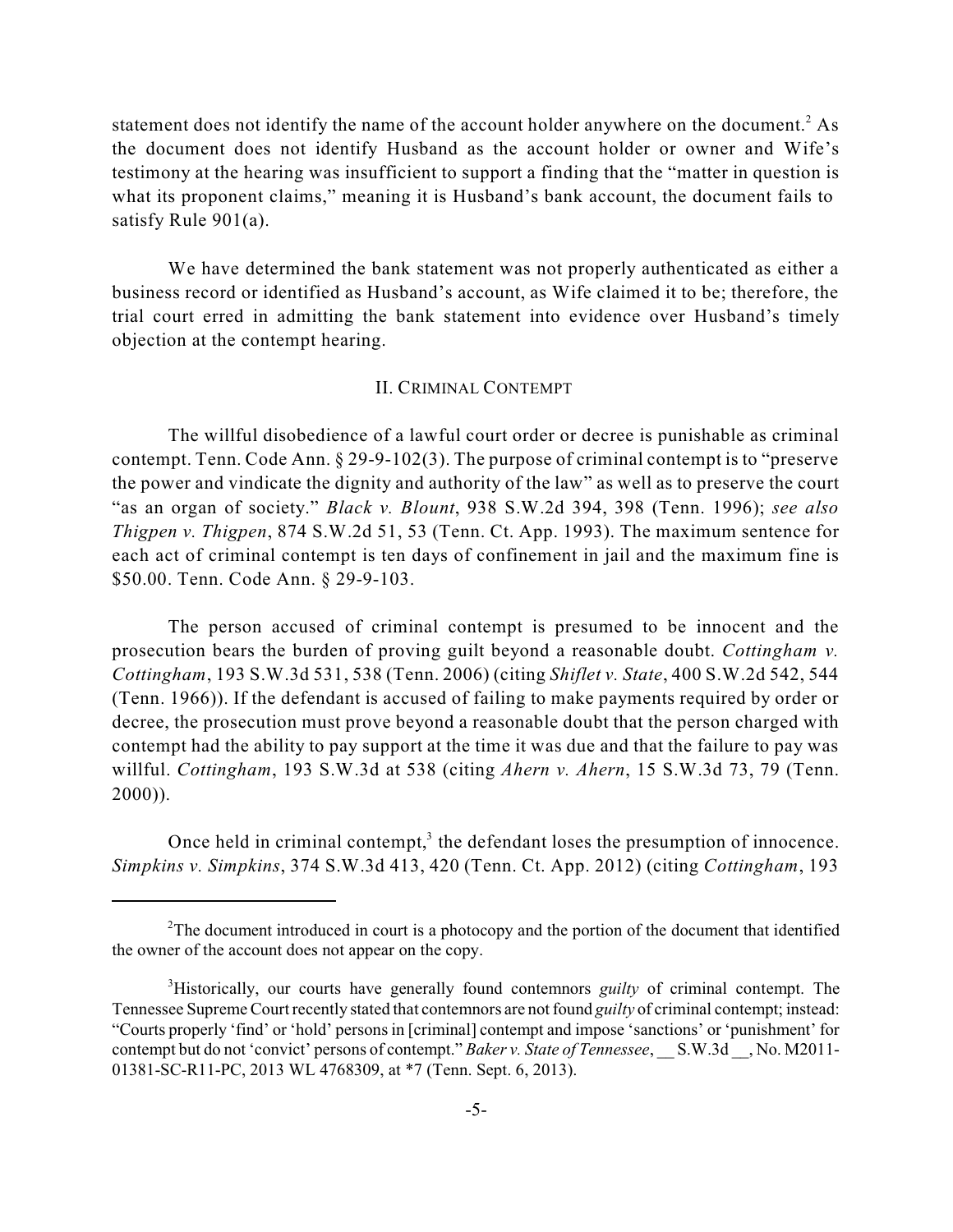statement does not identify the name of the account holder anywhere on the document.[2] As the document does not identify Husband as the account holder or owner and Wife's testimony at the hearing was insufficient to support a finding that the "matter in question is what its proponent claims," meaning it is Husband's bank account, the document fails to satisfy Rule 901(a).

We have determined the bank statement was not properly authenticated as either a business record or identified as Husband's account, as Wife claimed it to be; therefore, the trial court erred in admitting the bank statement into evidence over Husband's timely objection at the contempt hearing.

## II. Criminal Contempt

The willful disobedience of a lawful court order or decree is punishable as criminal contempt. Tenn. Code Ann. § 29-9-102(3). The purpose of criminal contempt is to "preserve the power and vindicate the dignity and authority of the law" as well as to preserve the court "as an organ of society." *Black v. Blount*, 938 S.W.2d 394, 398 (Tenn. 1996); *see also Thigpen v. Thigpen*, 874 S.W.2d 51, 53 (Tenn. Ct. App. 1993). The maximum sentence for each act of criminal contempt is ten days of confinement in jail and the maximum fine is $50.00. Tenn. Code Ann. § 29-9-103.

The person accused of criminal contempt is presumed to be innocent and the prosecution bears the burden of proving guilt beyond a reasonable doubt. *Cottingham v. Cottingham*, 193 S.W.3d 531, 538 (Tenn. 2006) (citing *Shiflet v. State*, 400 S.W.2d 542, 544 (Tenn. 1966)). If the defendant is accused of failing to make payments required by order or decree, the prosecution must prove beyond a reasonable doubt that the person charged with contempt had the ability to pay support at the time it was due and that the failure to pay was willful. *Cottingham*, 193 S.W.3d at 538 (citing *Ahern v. Ahern*, 15 S.W.3d 73, 79 (Tenn. 2000)).

Once held in criminal contempt,[3] the defendant loses the presumption of innocence. *Simpkins v. Simpkins*, 374 S.W.3d 413, 420 (Tenn. Ct. App. 2012) (citing *Cottingham*, 193

---

[2] The document introduced in court is a photocopy and the portion of the document that identified the owner of the account does not appear on the copy.

[3] Historically, our courts have generally found contemnors *guilty* of criminal contempt. The Tennessee Supreme Court recently stated that contemnors are not found *guilty* of criminal contempt; instead: "Courts properly 'find' or 'hold' persons in [criminal] contempt and impose 'sanctions' or 'punishment' for contempt but do not 'convict' persons of contempt." *Baker v. State of Tennessee*, __ S.W.3d __, No. M2011-01381-SC-R11-PC, 2013 WL 4768309, at *7 (Tenn. Sept. 6, 2013).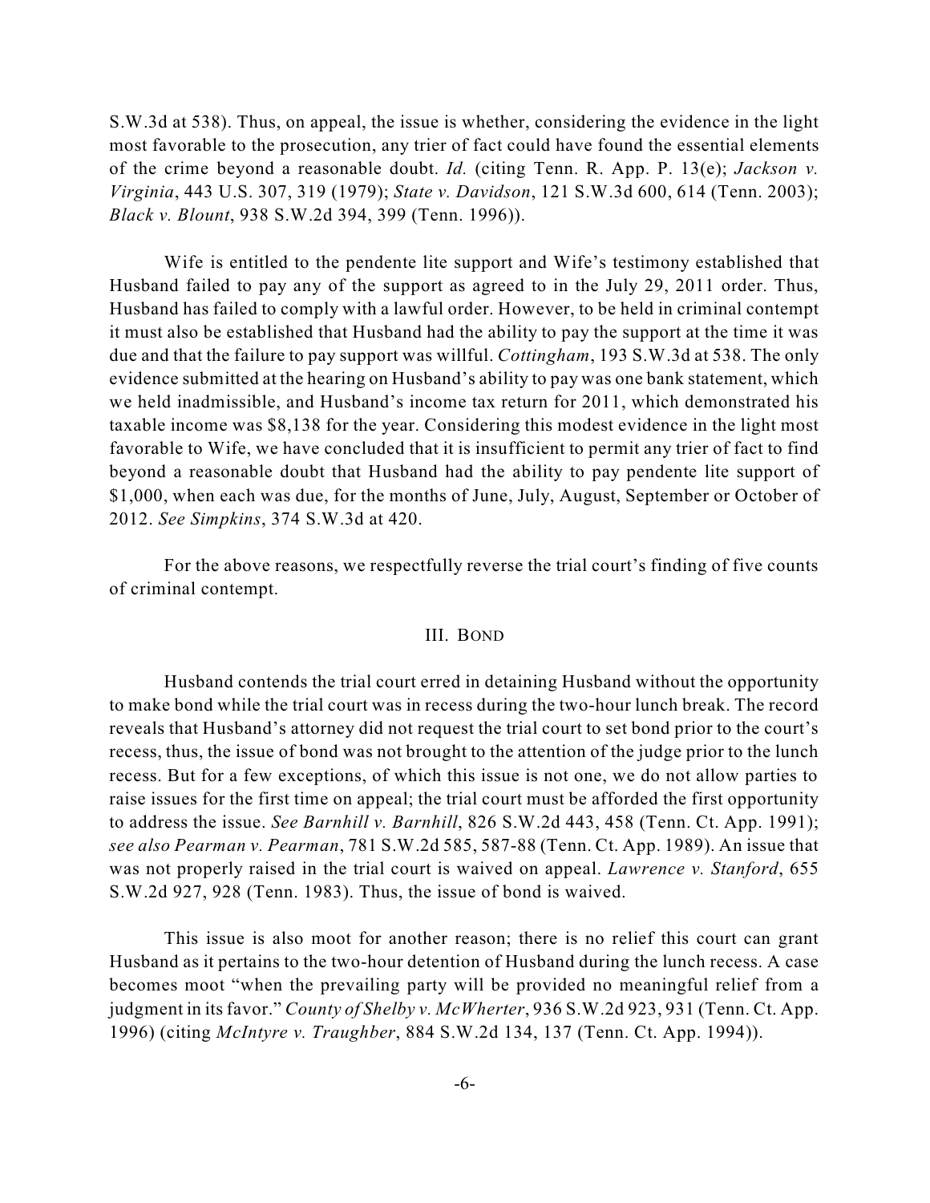S.W.3d at 538). Thus, on appeal, the issue is whether, considering the evidence in the light most favorable to the prosecution, any trier of fact could have found the essential elements of the crime beyond a reasonable doubt. *Id.* (citing Tenn. R. App. P. 13(e); *Jackson v. Virginia*, 443 U.S. 307, 319 (1979); *State v. Davidson*, 121 S.W.3d 600, 614 (Tenn. 2003); *Black v. Blount*, 938 S.W.2d 394, 399 (Tenn. 1996)).

Wife is entitled to the pendente lite support and Wife's testimony established that Husband failed to pay any of the support as agreed to in the July 29, 2011 order. Thus, Husband has failed to comply with a lawful order. However, to be held in criminal contempt it must also be established that Husband had the ability to pay the support at the time it was due and that the failure to pay support was willful. *Cottingham*, 193 S.W.3d at 538. The only evidence submitted at the hearing on Husband's ability to pay was one bank statement, which we held inadmissible, and Husband's income tax return for 2011, which demonstrated his taxable income was $8,138 for the year. Considering this modest evidence in the light most favorable to Wife, we have concluded that it is insufficient to permit any trier of fact to find beyond a reasonable doubt that Husband had the ability to pay pendente lite support of $1,000, when each was due, for the months of June, July, August, September or October of 2012. *See Simpkins*, 374 S.W.3d at 420.

For the above reasons, we respectfully reverse the trial court's finding of five counts of criminal contempt.

## III. BOND

Husband contends the trial court erred in detaining Husband without the opportunity to make bond while the trial court was in recess during the two-hour lunch break. The record reveals that Husband's attorney did not request the trial court to set bond prior to the court's recess, thus, the issue of bond was not brought to the attention of the judge prior to the lunch recess. But for a few exceptions, of which this issue is not one, we do not allow parties to raise issues for the first time on appeal; the trial court must be afforded the first opportunity to address the issue. *See Barnhill v. Barnhill*, 826 S.W.2d 443, 458 (Tenn. Ct. App. 1991); *see also Pearman v. Pearman*, 781 S.W.2d 585, 587-88 (Tenn. Ct. App. 1989). An issue that was not properly raised in the trial court is waived on appeal. *Lawrence v. Stanford*, 655 S.W.2d 927, 928 (Tenn. 1983). Thus, the issue of bond is waived.

This issue is also moot for another reason; there is no relief this court can grant Husband as it pertains to the two-hour detention of Husband during the lunch recess. A case becomes moot "when the prevailing party will be provided no meaningful relief from a judgment in its favor." *County of Shelby v. McWherter*, 936 S.W.2d 923, 931 (Tenn. Ct. App. 1996) (citing *McIntyre v. Traughber*, 884 S.W.2d 134, 137 (Tenn. Ct. App. 1994)).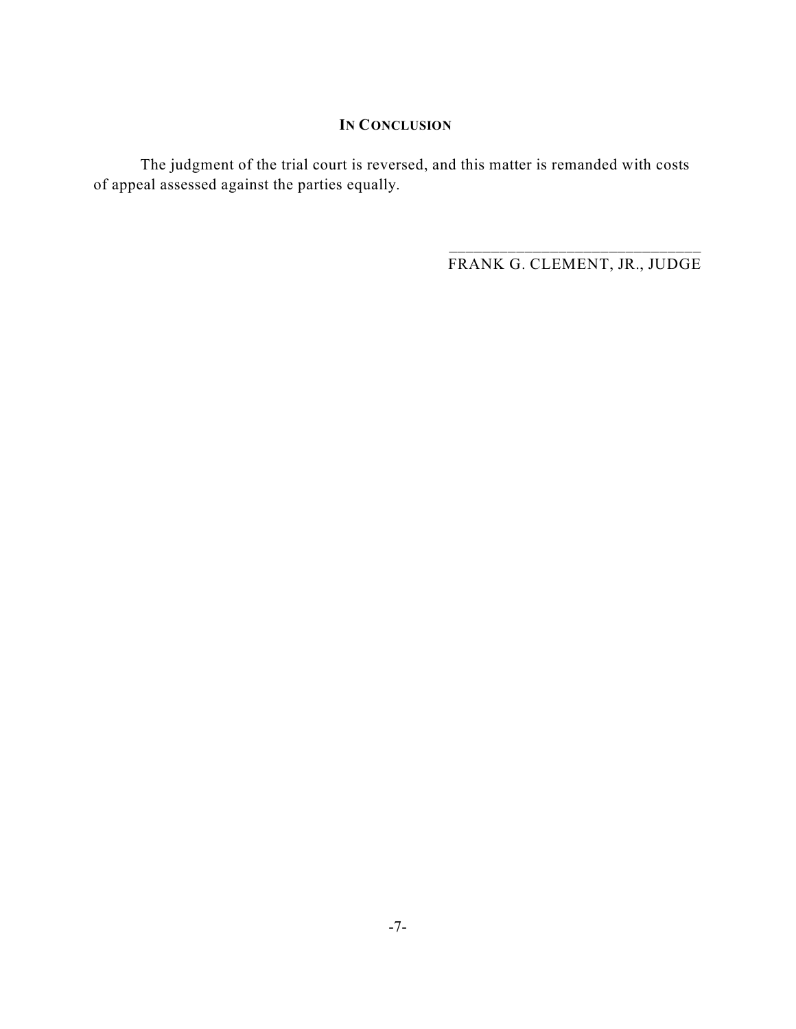## In Conclusion

The judgment of the trial court is reversed, and this matter is remanded with costs of appeal assessed against the parties equally.

______________________________
FRANK G. CLEMENT, JR., JUDGE